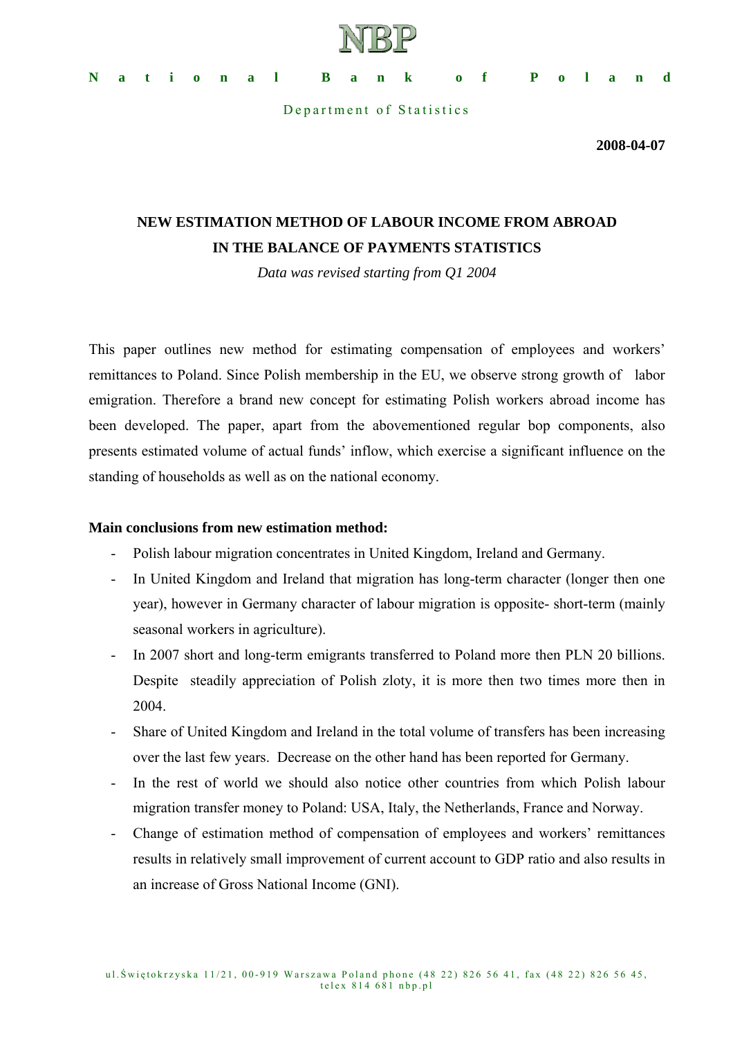# NBP

**National Bank of Poland**

Department of Statistics

**2008-04-07**

## NEW ESTIMATION METHOD OF LABOUR INCOME FROM ABROAD IN THE BALANCE OF PAYMENTS STATISTICS

*Data was revised starting from Q1 2004*

This paper outlines new method for estimating compensation of employees and workers' remittances to Poland. Since Polish membership in the EU, we observe strong growth of labor emigration. Therefore a brand new concept for estimating Polish workers abroad income has been developed. The paper, apart from the abovementioned regular bop components, also presents estimated volume of actual funds' inflow, which exercise a significant influence on the standing of households as well as on the national economy.

**Main conclusions from new estimation method:**

- Polish labour migration concentrates in United Kingdom, Ireland and Germany.
- In United Kingdom and Ireland that migration has long-term character (longer then one year), however in Germany character of labour migration is opposite- short-term (mainly seasonal workers in agriculture).
- In 2007 short and long-term emigrants transferred to Poland more then PLN 20 billions. Despite steadily appreciation of Polish zloty, it is more then two times more then in 2004.
- Share of United Kingdom and Ireland in the total volume of transfers has been increasing over the last few years. Decrease on the other hand has been reported for Germany.
- In the rest of world we should also notice other countries from which Polish labour migration transfer money to Poland: USA, Italy, the Netherlands, France and Norway.
- Change of estimation method of compensation of employees and workers' remittances results in relatively small improvement of current account to GDP ratio and also results in an increase of Gross National Income (GNI).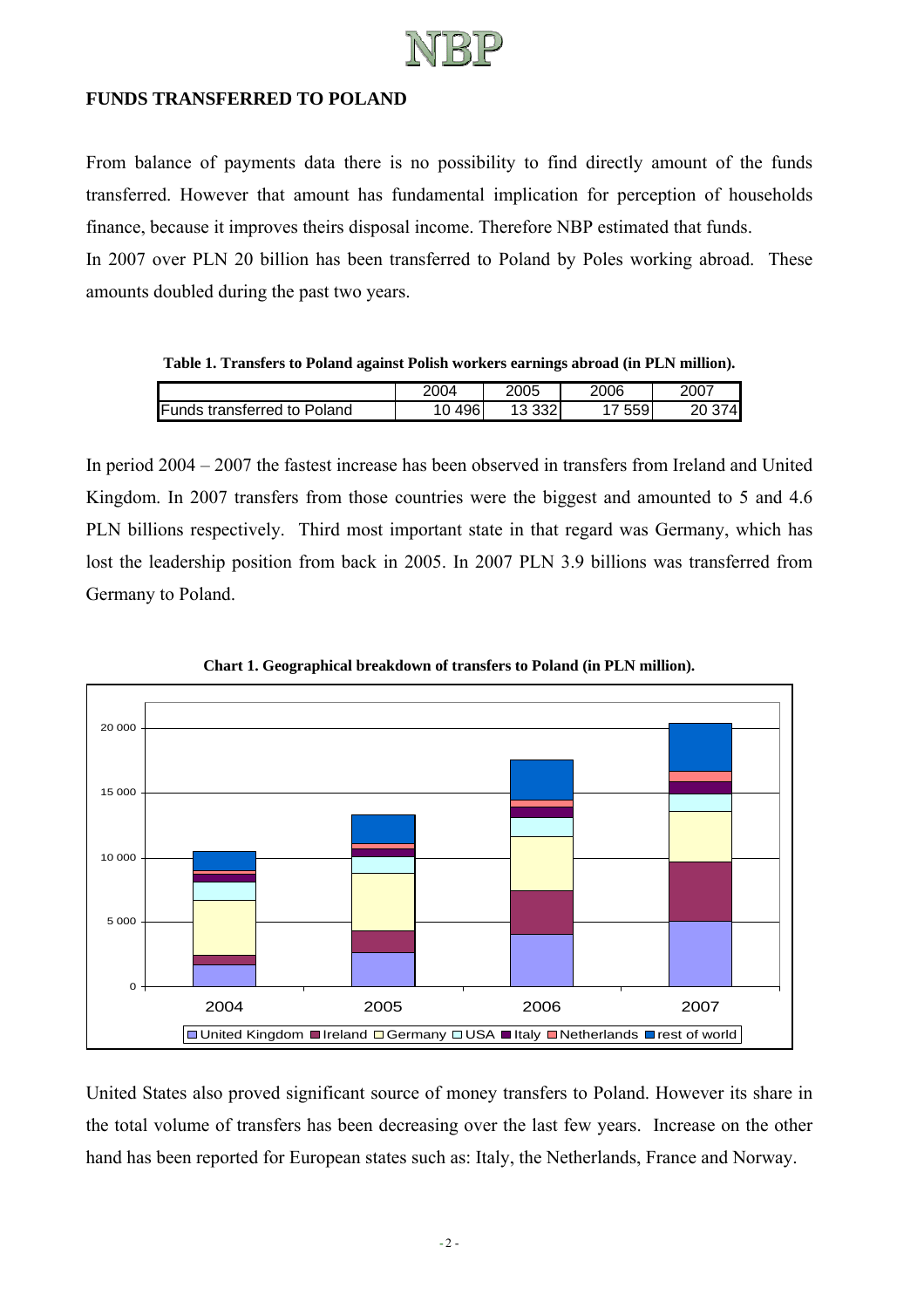## FUNDS TRANSFERRED TO POLAND

From balance of payments data there is no possibility to find directly amount of the funds transferred. However that amount has fundamental implication for perception of households finance, because it improves theirs disposal income. Therefore NBP estimated that funds.

In 2007 over PLN 20 billion has been transferred to Poland by Poles working abroad. These amounts doubled during the past two years.

**Table 1. Transfers to Poland against Polish workers earnings abroad (in PLN million).**

| | 2004 | 2005 | 2006 | 2007 |
|---|---|---|---|---|
| Funds transferred to Poland | 10 496 | 13 332 | 17 559 | 20 374 |

In period 2004 – 2007 the fastest increase has been observed in transfers from Ireland and United Kingdom. In 2007 transfers from those countries were the biggest and amounted to 5 and 4.6 PLN billions respectively. Third most important state in that regard was Germany, which has lost the leadership position from back in 2005. In 2007 PLN 3.9 billions was transferred from Germany to Poland.

**Chart 1. Geographical breakdown of transfers to Poland (in PLN million).**

United States also proved significant source of money transfers to Poland. However its share in the total volume of transfers has been decreasing over the last few years. Increase on the other hand has been reported for European states such as: Italy, the Netherlands, France and Norway.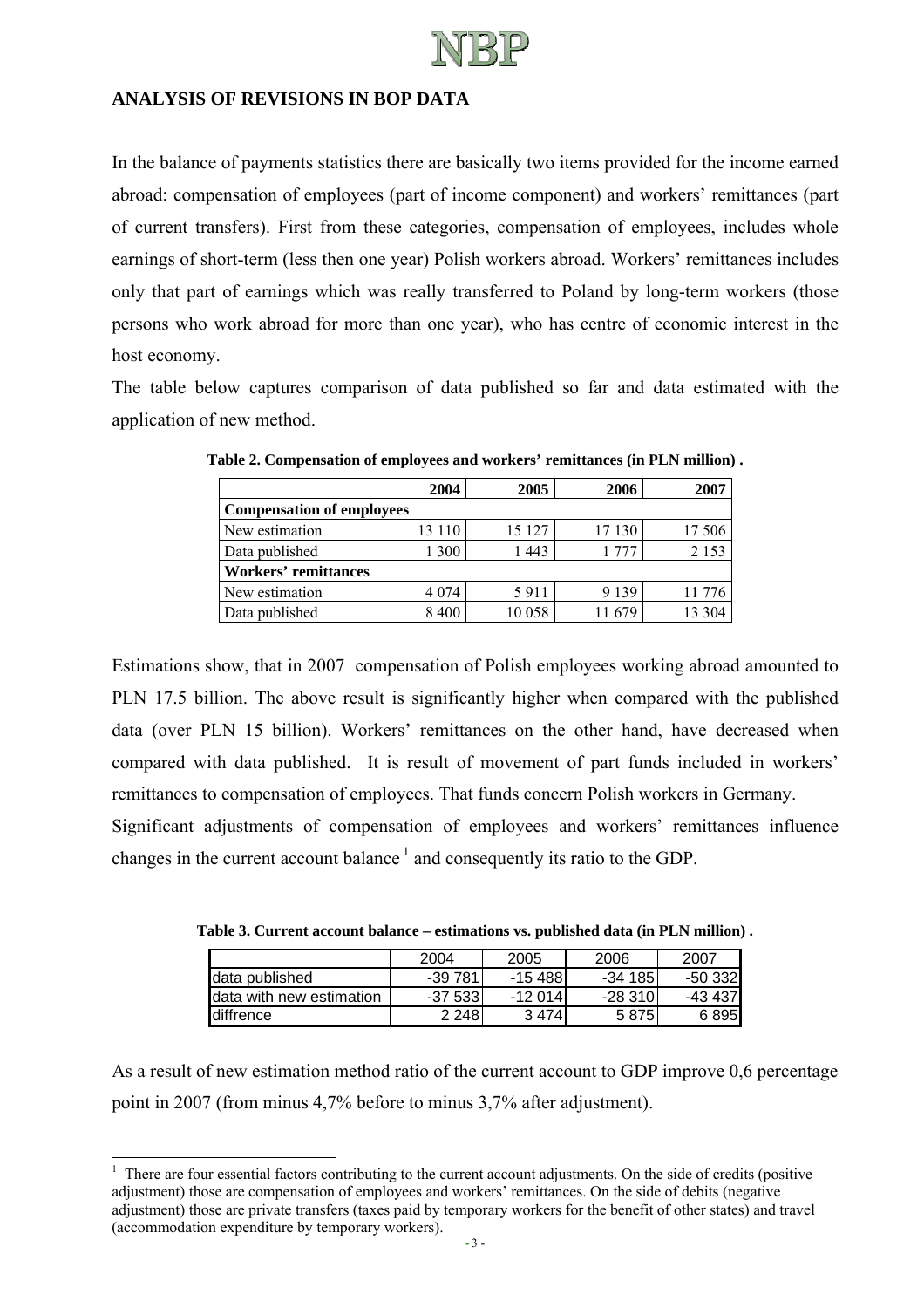## ANALYSIS OF REVISIONS IN BOP DATA

In the balance of payments statistics there are basically two items provided for the income earned abroad: compensation of employees (part of income component) and workers' remittances (part of current transfers). First from these categories, compensation of employees, includes whole earnings of short-term (less then one year) Polish workers abroad. Workers' remittances includes only that part of earnings which was really transferred to Poland by long-term workers (those persons who work abroad for more than one year), who has centre of economic interest in the host economy.

The table below captures comparison of data published so far and data estimated with the application of new method.

**Table 2. Compensation of employees and workers' remittances (in PLN million) .**

| | 2004 | 2005 | 2006 | 2007 |
|---|---|---|---|---|
| **Compensation of employees** | | | | |
| New estimation | 13 110 | 15 127 | 17 130 | 17 506 |
| Data published | 1 300 | 1 443 | 1 777 | 2 153 |
| **Workers' remittances** | | | | |
| New estimation | 4 074 | 5 911 | 9 139 | 11 776 |
| Data published | 8 400 | 10 058 | 11 679 | 13 304 |

Estimations show, that in 2007 compensation of Polish employees working abroad amounted to PLN 17.5 billion. The above result is significantly higher when compared with the published data (over PLN 15 billion). Workers' remittances on the other hand, have decreased when compared with data published. It is result of movement of part funds included in workers' remittances to compensation of employees. That funds concern Polish workers in Germany.

Significant adjustments of compensation of employees and workers' remittances influence changes in the current account balance [1] and consequently its ratio to the GDP.

**Table 3. Current account balance – estimations vs. published data (in PLN million) .**

| | 2004 | 2005 | 2006 | 2007 |
|---|---|---|---|---|
| data published | -39 781 | -15 488 | -34 185 | -50 332 |
| data with new estimation | -37 533 | -12 014 | -28 310 | -43 437 |
| diffrence | 2 248 | 3 474 | 5 875 | 6 895 |

As a result of new estimation method ratio of the current account to GDP improve 0,6 percentage point in 2007 (from minus 4,7% before to minus 3,7% after adjustment).

[1] There are four essential factors contributing to the current account adjustments. On the side of credits (positive adjustment) those are compensation of employees and workers' remittances. On the side of debits (negative adjustment) those are private transfers (taxes paid by temporary workers for the benefit of other states) and travel (accommodation expenditure by temporary workers).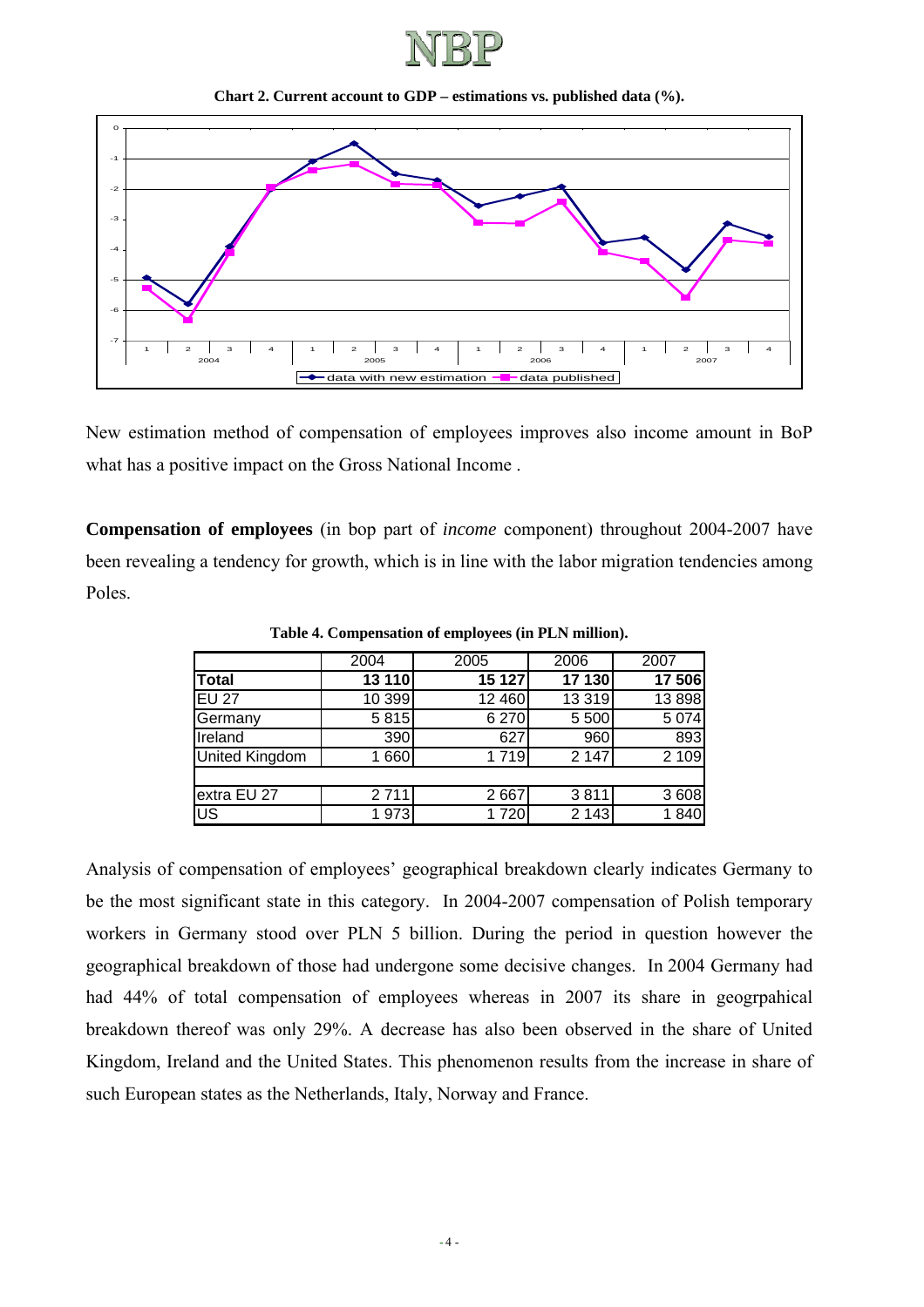**Chart 2. Current account to GDP – estimations vs. published data (%).**

New estimation method of compensation of employees improves also income amount in BoP what has a positive impact on the Gross National Income .

**Compensation of employees** (in bop part of *income* component) throughout 2004-2007 have been revealing a tendency for growth, which is in line with the labor migration tendencies among Poles.

**Table 4. Compensation of employees (in PLN million).**

| | 2004 | 2005 | 2006 | 2007 |
|---|---|---|---|---|
| **Total** | **13 110** | **15 127** | **17 130** | **17 506** |
| EU 27 | 10 399 | 12 460 | 13 319 | 13 898 |
| Germany | 5 815 | 6 270 | 5 500 | 5 074 |
| Ireland | 390 | 627 | 960 | 893 |
| United Kingdom | 1 660 | 1 719 | 2 147 | 2 109 |
| | | | | |
| extra EU 27 | 2 711 | 2 667 | 3 811 | 3 608 |
| US | 1 973 | 1 720 | 2 143 | 1 840 |

Analysis of compensation of employees' geographical breakdown clearly indicates Germany to be the most significant state in this category. In 2004-2007 compensation of Polish temporary workers in Germany stood over PLN 5 billion. During the period in question however the geographical breakdown of those had undergone some decisive changes. In 2004 Germany had had 44% of total compensation of employees whereas in 2007 its share in geogrpahical breakdown thereof was only 29%. A decrease has also been observed in the share of United Kingdom, Ireland and the United States. This phenomenon results from the increase in share of such European states as the Netherlands, Italy, Norway and France.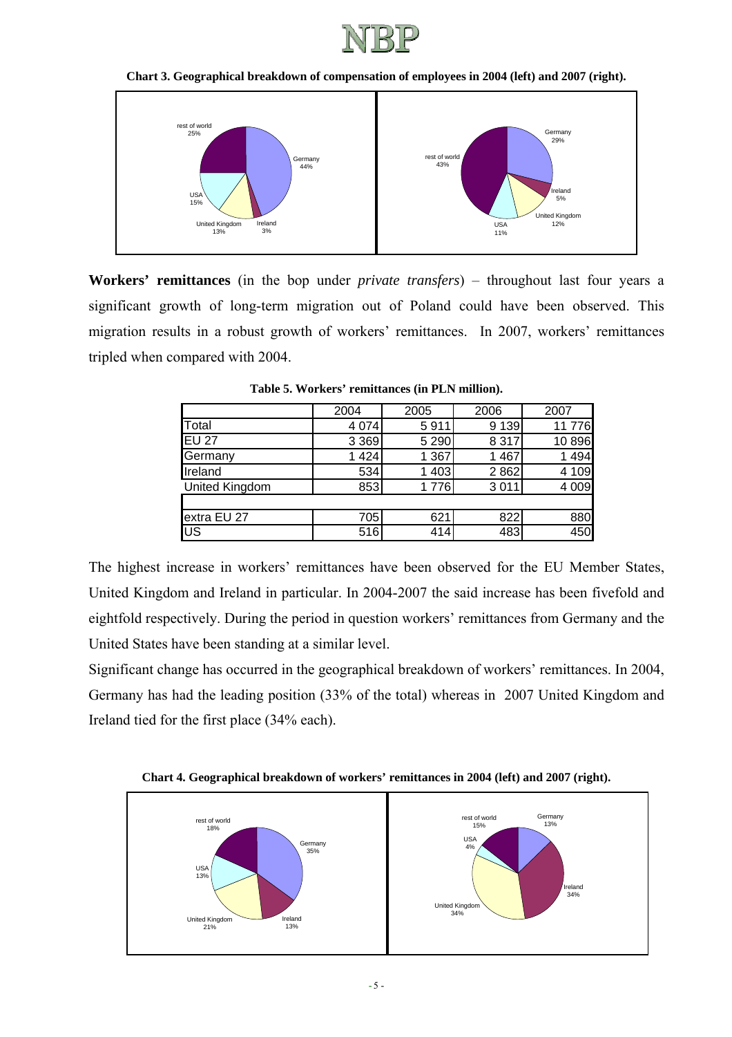**Chart 3. Geographical breakdown of compensation of employees in 2004 (left) and 2007 (right).**

**Workers' remittances** (in the bop under *private transfers*) – throughout last four years a significant growth of long-term migration out of Poland could have been observed. This migration results in a robust growth of workers' remittances. In 2007, workers' remittances tripled when compared with 2004.

**Table 5. Workers' remittances (in PLN million).**

| | 2004 | 2005 | 2006 | 2007 |
|---|---|---|---|---|
| Total | 4 074 | 5 911 | 9 139 | 11 776 |
| EU 27 | 3 369 | 5 290 | 8 317 | 10 896 |
| Germany | 1 424 | 1 367 | 1 467 | 1 494 |
| Ireland | 534 | 1 403 | 2 862 | 4 109 |
| United Kingdom | 853 | 1 776 | 3 011 | 4 009 |
| | | | | |
| extra EU 27 | 705 | 621 | 822 | 880 |
| US | 516 | 414 | 483 | 450 |

The highest increase in workers' remittances have been observed for the EU Member States, United Kingdom and Ireland in particular. In 2004-2007 the said increase has been fivefold and eightfold respectively. During the period in question workers' remittances from Germany and the United States have been standing at a similar level.

Significant change has occurred in the geographical breakdown of workers' remittances. In 2004, Germany has had the leading position (33% of the total) whereas in 2007 United Kingdom and Ireland tied for the first place (34% each).

**Chart 4. Geographical breakdown of workers' remittances in 2004 (left) and 2007 (right).**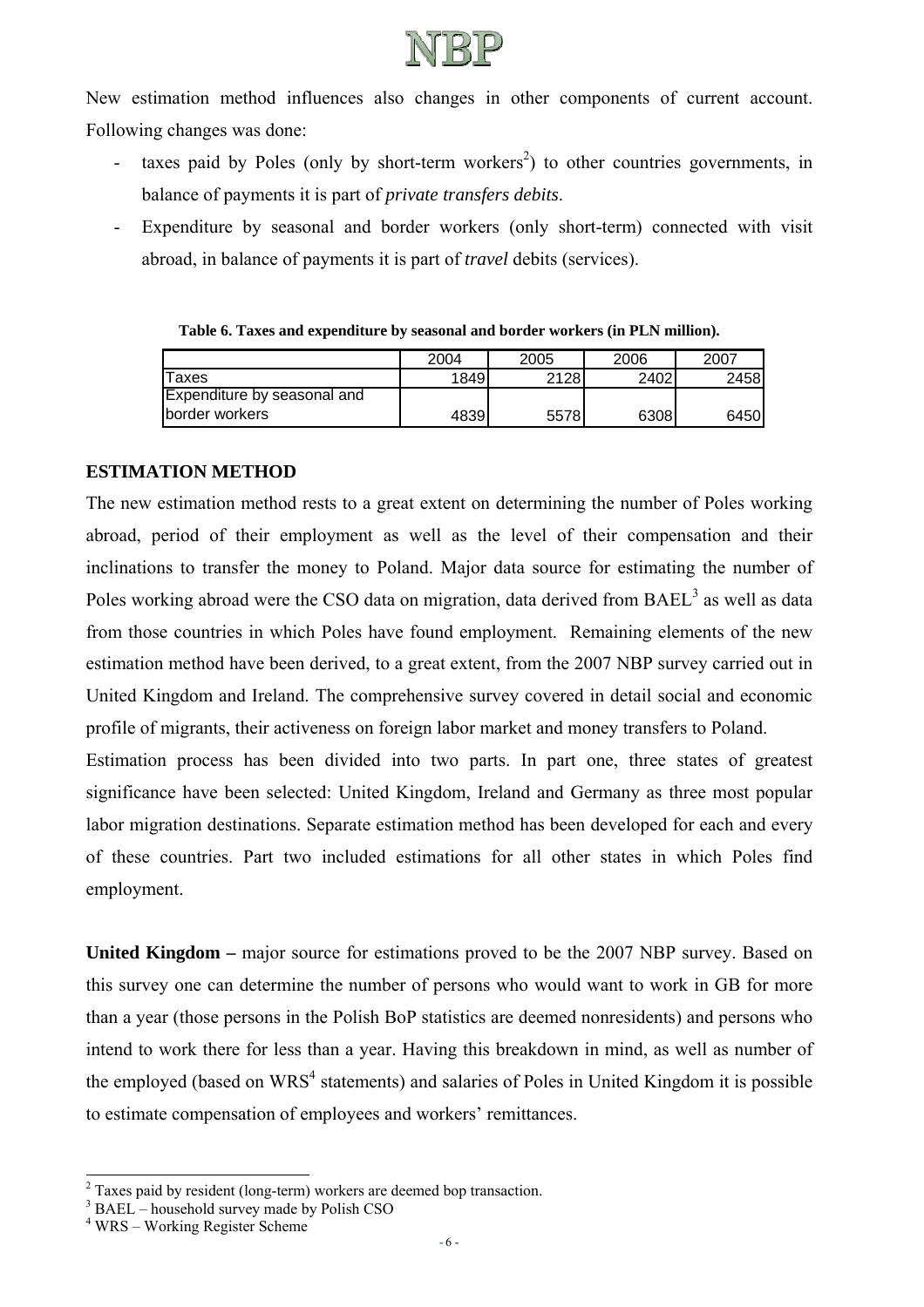New estimation method influences also changes in other components of current account. Following changes was done:

- taxes paid by Poles (only by short-term workers[2]) to other countries governments, in balance of payments it is part of *private transfers debits*.
- Expenditure by seasonal and border workers (only short-term) connected with visit abroad, in balance of payments it is part of *travel* debits (services).

**Table 6. Taxes and expenditure by seasonal and border workers (in PLN million).**

| | 2004 | 2005 | 2006 | 2007 |
|---|---|---|---|---|
| Taxes | 1849 | 2128 | 2402 | 2458 |
| Expenditure by seasonal and border workers | 4839 | 5578 | 6308 | 6450 |

### ESTIMATION METHOD

The new estimation method rests to a great extent on determining the number of Poles working abroad, period of their employment as well as the level of their compensation and their inclinations to transfer the money to Poland. Major data source for estimating the number of Poles working abroad were the CSO data on migration, data derived from BAEL[3] as well as data from those countries in which Poles have found employment. Remaining elements of the new estimation method have been derived, to a great extent, from the 2007 NBP survey carried out in United Kingdom and Ireland. The comprehensive survey covered in detail social and economic profile of migrants, their activeness on foreign labor market and money transfers to Poland.

Estimation process has been divided into two parts. In part one, three states of greatest significance have been selected: United Kingdom, Ireland and Germany as three most popular labor migration destinations. Separate estimation method has been developed for each and every of these countries. Part two included estimations for all other states in which Poles find employment.

**United Kingdom –** major source for estimations proved to be the 2007 NBP survey. Based on this survey one can determine the number of persons who would want to work in GB for more than a year (those persons in the Polish BoP statistics are deemed nonresidents) and persons who intend to work there for less than a year. Having this breakdown in mind, as well as number of the employed (based on WRS[4] statements) and salaries of Poles in United Kingdom it is possible to estimate compensation of employees and workers' remittances.

[2] Taxes paid by resident (long-term) workers are deemed bop transaction.
[3] BAEL – household survey made by Polish CSO
[4] WRS – Working Register Scheme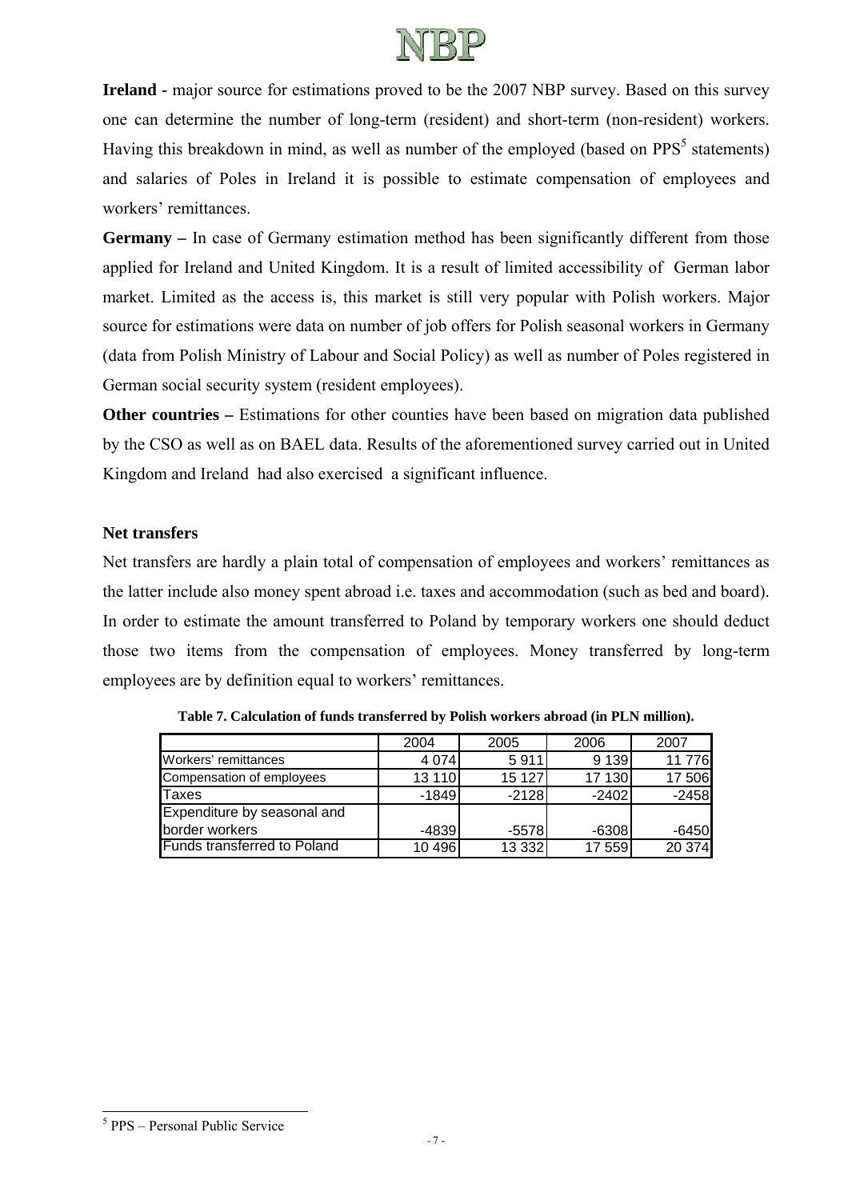**Ireland -** major source for estimations proved to be the 2007 NBP survey. Based on this survey one can determine the number of long-term (resident) and short-term (non-resident) workers. Having this breakdown in mind, as well as number of the employed (based on PPS[5] statements) and salaries of Poles in Ireland it is possible to estimate compensation of employees and workers' remittances.

**Germany –** In case of Germany estimation method has been significantly different from those applied for Ireland and United Kingdom. It is a result of limited accessibility of German labor market. Limited as the access is, this market is still very popular with Polish workers. Major source for estimations were data on number of job offers for Polish seasonal workers in Germany (data from Polish Ministry of Labour and Social Policy) as well as number of Poles registered in German social security system (resident employees).

**Other countries –** Estimations for other counties have been based on migration data published by the CSO as well as on BAEL data. Results of the aforementioned survey carried out in United Kingdom and Ireland had also exercised a significant influence.

### Net transfers

Net transfers are hardly a plain total of compensation of employees and workers' remittances as the latter include also money spent abroad i.e. taxes and accommodation (such as bed and board). In order to estimate the amount transferred to Poland by temporary workers one should deduct those two items from the compensation of employees. Money transferred by long-term employees are by definition equal to workers' remittances.

**Table 7. Calculation of funds transferred by Polish workers abroad (in PLN million).**

| | 2004 | 2005 | 2006 | 2007 |
|---|---|---|---|---|
| Workers' remittances | 4 074 | 5 911 | 9 139 | 11 776 |
| Compensation of employees | 13 110 | 15 127 | 17 130 | 17 506 |
| Taxes | -1849 | -2128 | -2402 | -2458 |
| Expenditure by seasonal and border workers | -4839 | -5578 | -6308 | -6450 |
| Funds transferred to Poland | 10 496 | 13 332 | 17 559 | 20 374 |

[5] PPS – Personal Public Service